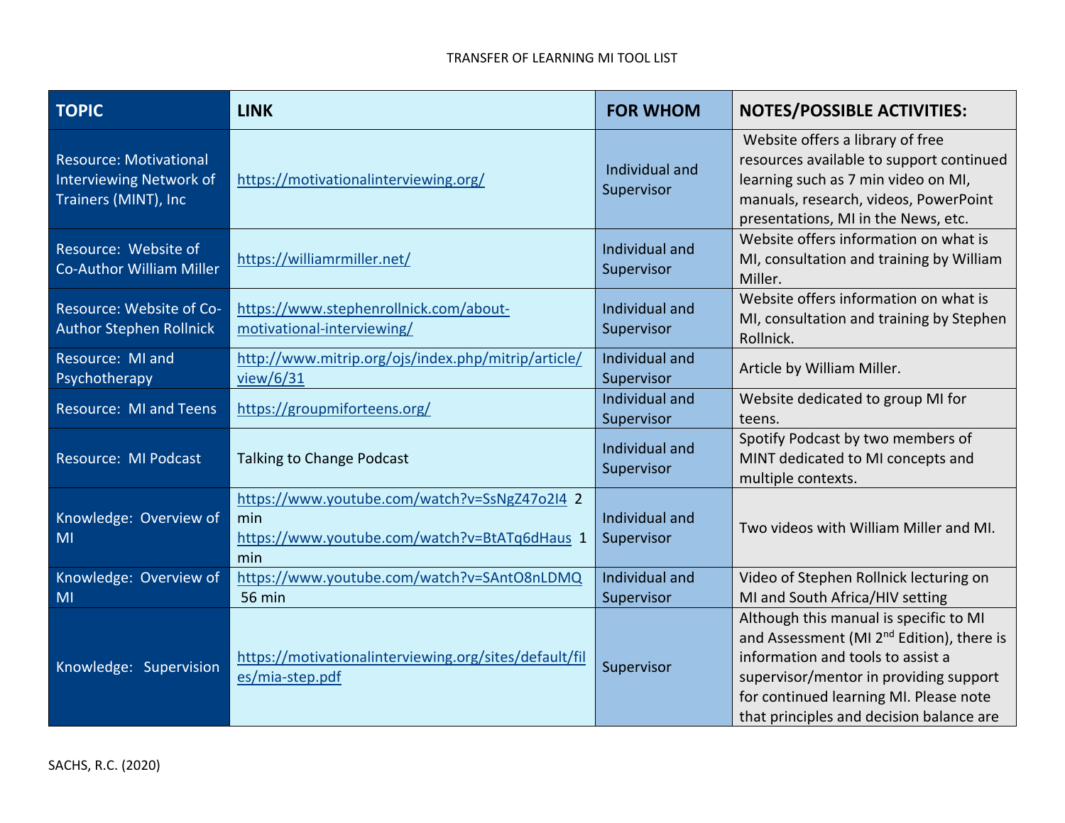# TRANSFER OF LEARNING MI TOOL LIST

| TOPIC | LINK | FOR WHOM | NOTES/POSSIBLE ACTIVITIES: |
|---|---|---|---|
| Resource: Motivational Interviewing Network of Trainers (MINT), Inc | https://motivationalinterviewing.org/ | Individual and Supervisor | Website offers a library of free resources available to support continued learning such as 7 min video on MI, manuals, research, videos, PowerPoint presentations, MI in the News, etc. |
| Resource: Website of Co-Author William Miller | https://williamrmiller.net/ | Individual and Supervisor | Website offers information on what is MI, consultation and training by William Miller. |
| Resource: Website of Co-Author Stephen Rollnick | https://www.stephenrollnick.com/about-motivational-interviewing/ | Individual and Supervisor | Website offers information on what is MI, consultation and training by Stephen Rollnick. |
| Resource: MI and Psychotherapy | http://www.mitrip.org/ojs/index.php/mitrip/article/view/6/31 | Individual and Supervisor | Article by William Miller. |
| Resource: MI and Teens | https://groupmiforteens.org/ | Individual and Supervisor | Website dedicated to group MI for teens. |
| Resource: MI Podcast | Talking to Change Podcast | Individual and Supervisor | Spotify Podcast by two members of MINT dedicated to MI concepts and multiple contexts. |
| Knowledge: Overview of MI | https://www.youtube.com/watch?v=SsNgZ47o2I4 2 min https://www.youtube.com/watch?v=BtATq6dHaus 1 min | Individual and Supervisor | Two videos with William Miller and MI. |
| Knowledge: Overview of MI | https://www.youtube.com/watch?v=SAntO8nLDMQ 56 min | Individual and Supervisor | Video of Stephen Rollnick lecturing on MI and South Africa/HIV setting |
| Knowledge: Supervision | https://motivationalinterviewing.org/sites/default/files/mia-step.pdf | Supervisor | Although this manual is specific to MI and Assessment (MI 2nd Edition), there is information and tools to assist a supervisor/mentor in providing support for continued learning MI. Please note that principles and decision balance are |

SACHS, R.C. (2020)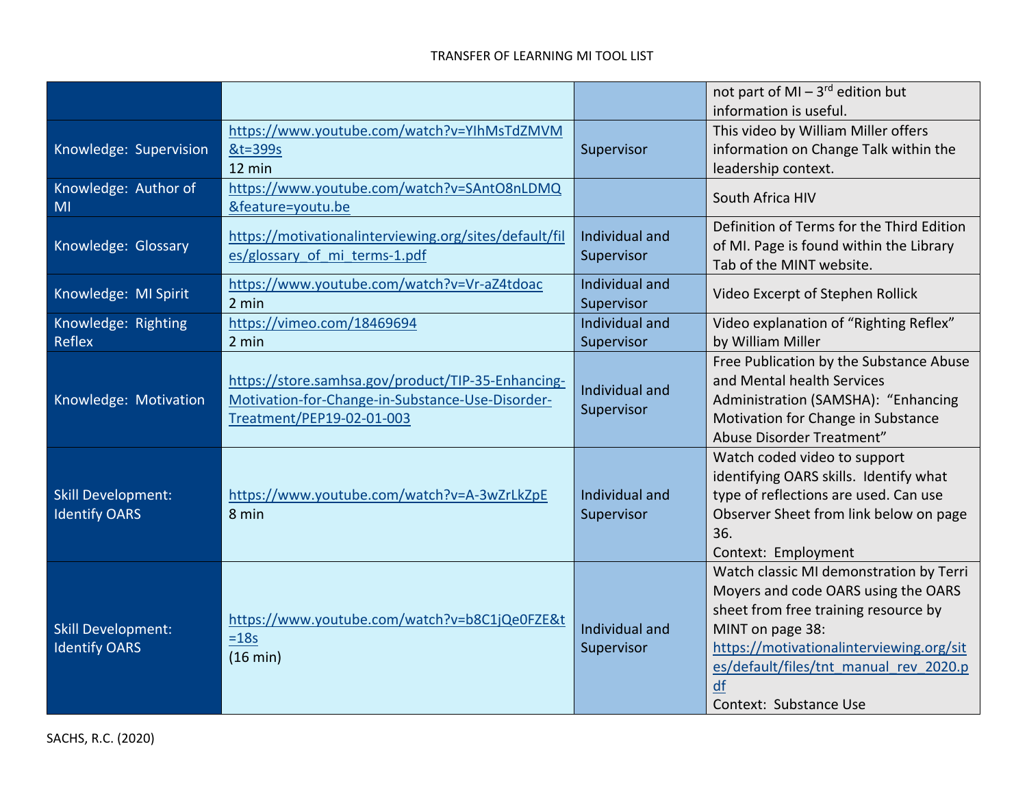TRANSFER OF LEARNING MI TOOL LIST

| | | | |
|---|---|---|---|
| | | | not part of MI – 3rd edition but information is useful. |
| Knowledge: Supervision | https://www.youtube.com/watch?v=YIhMsTdZMVM&t=399s 12 min | Supervisor | This video by William Miller offers information on Change Talk within the leadership context. |
| Knowledge: Author of MI | https://www.youtube.com/watch?v=SAntO8nLDMQ&feature=youtu.be | | South Africa HIV |
| Knowledge: Glossary | https://motivationalinterviewing.org/sites/default/files/glossary_of_mi_terms-1.pdf | Individual and Supervisor | Definition of Terms for the Third Edition of MI. Page is found within the Library Tab of the MINT website. |
| Knowledge: MI Spirit | https://www.youtube.com/watch?v=Vr-aZ4tdoac 2 min | Individual and Supervisor | Video Excerpt of Stephen Rollick |
| Knowledge: Righting Reflex | https://vimeo.com/18469694 2 min | Individual and Supervisor | Video explanation of "Righting Reflex" by William Miller |
| Knowledge: Motivation | https://store.samhsa.gov/product/TIP-35-Enhancing-Motivation-for-Change-in-Substance-Use-Disorder-Treatment/PEP19-02-01-003 | Individual and Supervisor | Free Publication by the Substance Abuse and Mental health Services Administration (SAMSHA): "Enhancing Motivation for Change in Substance Abuse Disorder Treatment" |
| Skill Development: Identify OARS | https://www.youtube.com/watch?v=A-3wZrLkZpE 8 min | Individual and Supervisor | Watch coded video to support identifying OARS skills. Identify what type of reflections are used. Can use Observer Sheet from link below on page 36. Context: Employment |
| Skill Development: Identify OARS | https://www.youtube.com/watch?v=b8C1jQe0FZE&t=18s (16 min) | Individual and Supervisor | Watch classic MI demonstration by Terri Moyers and code OARS using the OARS sheet from free training resource by MINT on page 38: https://motivationalinterviewing.org/sites/default/files/tnt_manual_rev_2020.pdf Context: Substance Use |

SACHS, R.C. (2020)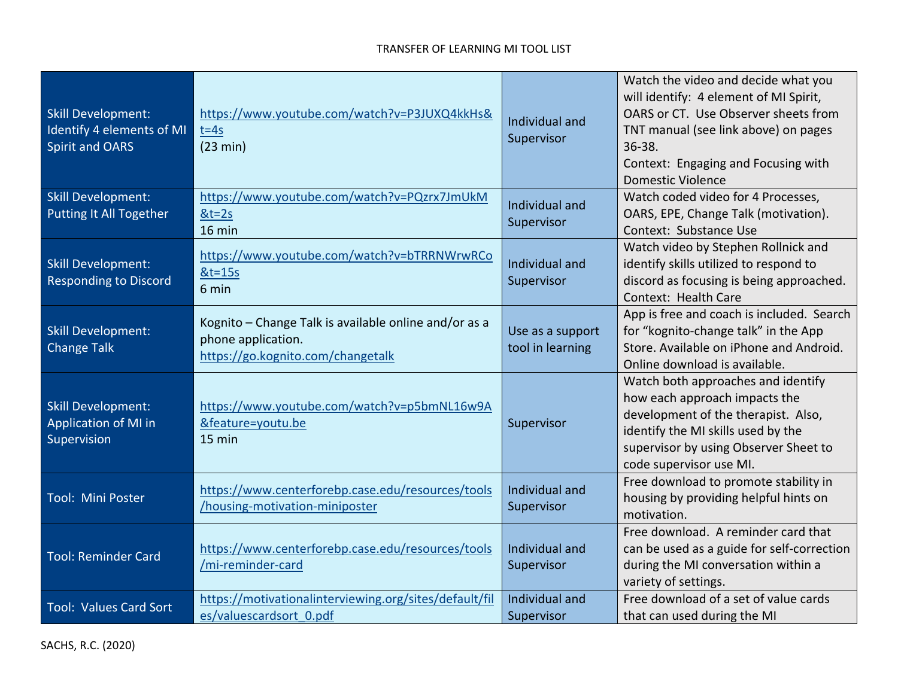TRANSFER OF LEARNING MI TOOL LIST

| | | | |
|---|---|---|---|
| Skill Development: Identify 4 elements of MI Spirit and OARS | https://www.youtube.com/watch?v=P3JUXQ4kkHs&t=4s (23 min) | Individual and Supervisor | Watch the video and decide what you will identify: 4 element of MI Spirit, OARS or CT. Use Observer sheets from TNT manual (see link above) on pages 36-38. Context: Engaging and Focusing with Domestic Violence |
| Skill Development: Putting It All Together | https://www.youtube.com/watch?v=PQzrx7JmUkM&t=2s 16 min | Individual and Supervisor | Watch coded video for 4 Processes, OARS, EPE, Change Talk (motivation). Context: Substance Use |
| Skill Development: Responding to Discord | https://www.youtube.com/watch?v=bTRRNWrwRCo&t=15s 6 min | Individual and Supervisor | Watch video by Stephen Rollnick and identify skills utilized to respond to discord as focusing is being approached. Context: Health Care |
| Skill Development: Change Talk | Kognito – Change Talk is available online and/or as a phone application. https://go.kognito.com/changetalk | Use as a support tool in learning | App is free and coach is included. Search for "kognito-change talk" in the App Store. Available on iPhone and Android. Online download is available. |
| Skill Development: Application of MI in Supervision | https://www.youtube.com/watch?v=p5bmNL16w9A&feature=youtu.be 15 min | Supervisor | Watch both approaches and identify how each approach impacts the development of the therapist. Also, identify the MI skills used by the supervisor by using Observer Sheet to code supervisor use MI. |
| Tool: Mini Poster | https://www.centerforebp.case.edu/resources/tools/housing-motivation-miniposter | Individual and Supervisor | Free download to promote stability in housing by providing helpful hints on motivation. |
| Tool: Reminder Card | https://www.centerforebp.case.edu/resources/tools/mi-reminder-card | Individual and Supervisor | Free download. A reminder card that can be used as a guide for self-correction during the MI conversation within a variety of settings. |
| Tool: Values Card Sort | https://motivationalinterviewing.org/sites/default/files/valuescardsort_0.pdf | Individual and Supervisor | Free download of a set of value cards that can used during the MI |

SACHS, R.C. (2020)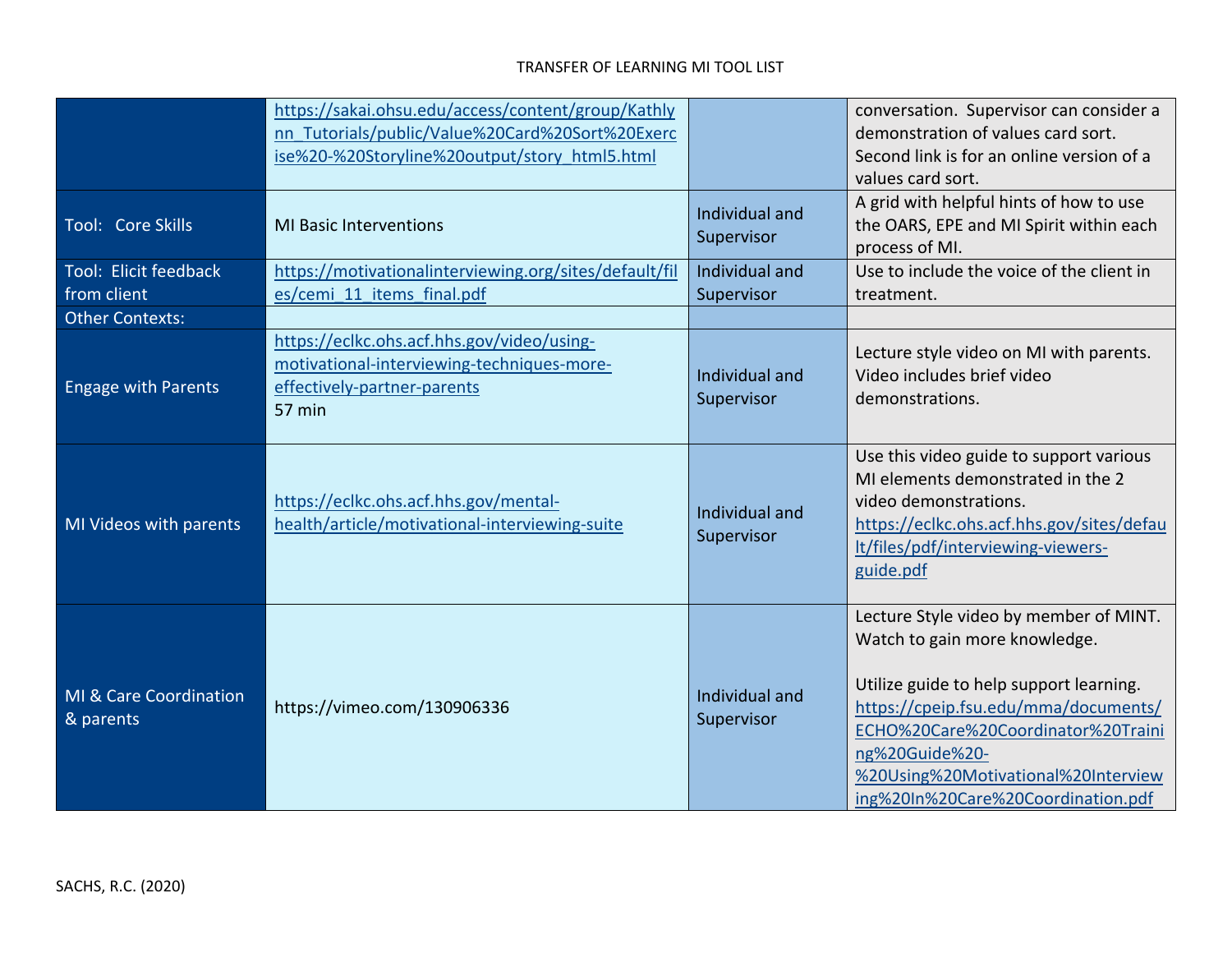TRANSFER OF LEARNING MI TOOL LIST

| | | | |
|---|---|---|---|
| | https://sakai.ohsu.edu/access/content/group/Kathlynn_Tutorials/public/Value%20Card%20Sort%20Exercise%20-%20Storyline%20output/story_html5.html | | conversation. Supervisor can consider a demonstration of values card sort. Second link is for an online version of a values card sort. |
| Tool: Core Skills | MI Basic Interventions | Individual and Supervisor | A grid with helpful hints of how to use the OARS, EPE and MI Spirit within each process of MI. |
| Tool: Elicit feedback from client | https://motivationalinterviewing.org/sites/default/files/cemi_11_items_final.pdf | Individual and Supervisor | Use to include the voice of the client in treatment. |
| Other Contexts: | | | |
| Engage with Parents | https://eclkc.ohs.acf.hhs.gov/video/using-motivational-interviewing-techniques-more-effectively-partner-parents 57 min | Individual and Supervisor | Lecture style video on MI with parents. Video includes brief video demonstrations. |
| MI Videos with parents | https://eclkc.ohs.acf.hhs.gov/mental-health/article/motivational-interviewing-suite | Individual and Supervisor | Use this video guide to support various MI elements demonstrated in the 2 video demonstrations. https://eclkc.ohs.acf.hhs.gov/sites/default/files/pdf/interviewing-viewers-guide.pdf |
| MI & Care Coordination & parents | https://vimeo.com/130906336 | Individual and Supervisor | Lecture Style video by member of MINT. Watch to gain more knowledge. Utilize guide to help support learning. https://cpeip.fsu.edu/mma/documents/ECHO%20Care%20Coordinator%20Training%20Guide%20-%20Using%20Motivational%20Interviewing%20In%20Care%20Coordination.pdf |

SACHS, R.C. (2020)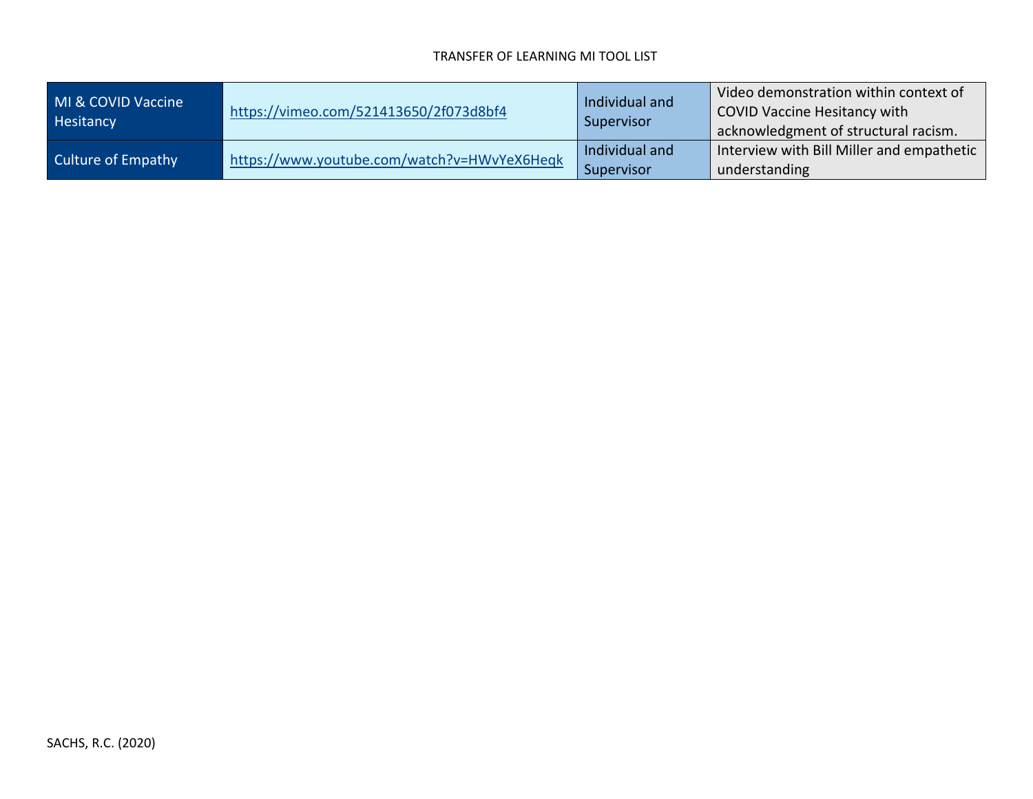TRANSFER OF LEARNING MI TOOL LIST

| | | | |
|---|---|---|---|
| MI & COVID Vaccine Hesitancy | https://vimeo.com/521413650/2f073d8bf4 | Individual and Supervisor | Video demonstration within context of COVID Vaccine Hesitancy with acknowledgment of structural racism. |
| Culture of Empathy | https://www.youtube.com/watch?v=HWvYeX6Heqk | Individual and Supervisor | Interview with Bill Miller and empathetic understanding |

SACHS, R.C. (2020)